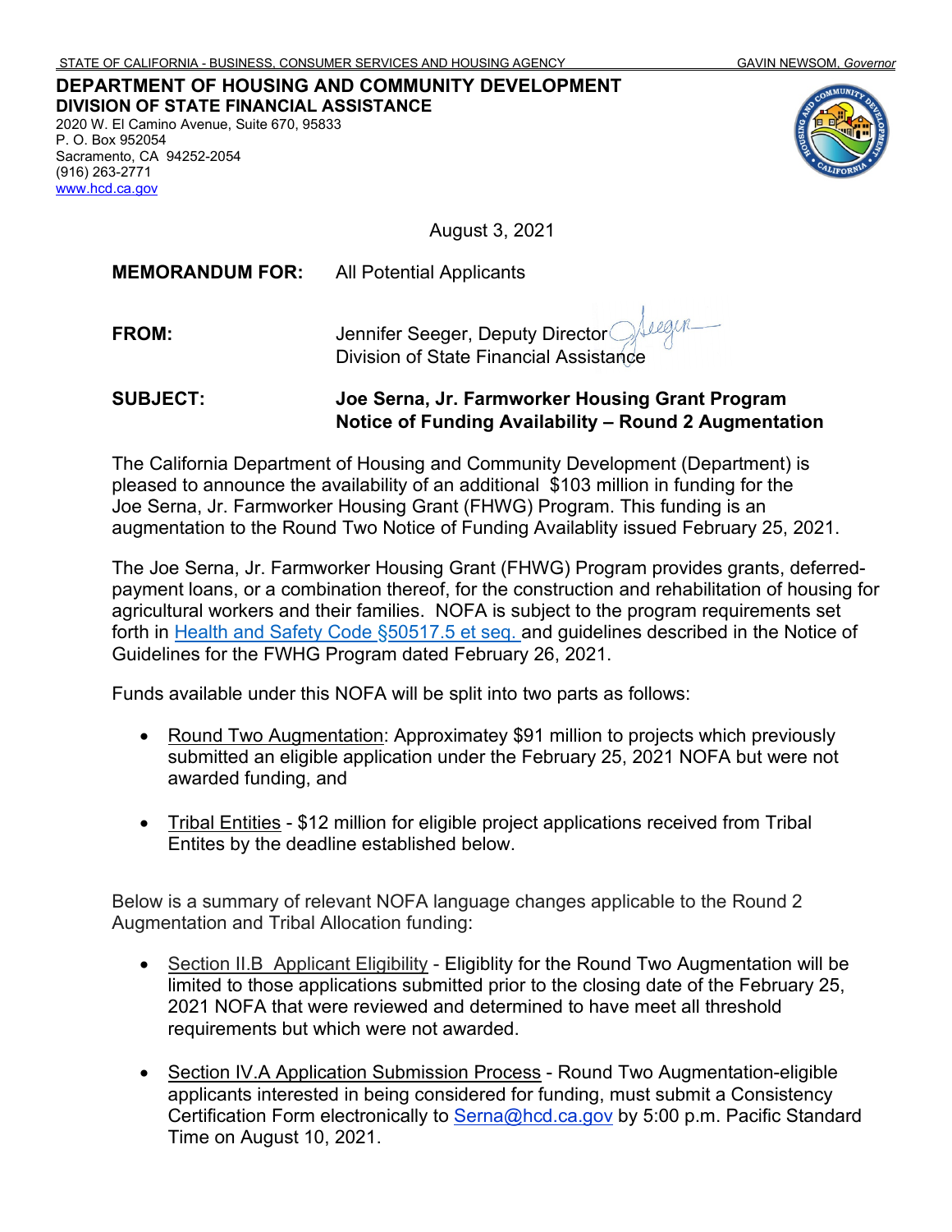STATE OF CALIFORNIA - BUSINESS, CONSUMER SERVICES AND HOUSING AGENCY GAVIN NEWSOM, *Governor*

**DEPARTMENT OF HOUSING AND COMMUNITY DEVELOPMENT**
**DIVISION OF STATE FINANCIAL ASSISTANCE**
2020 W. El Camino Avenue, Suite 670, 95833
P. O. Box 952054
Sacramento, CA 94252-2054
(916) 263-2771
www.hcd.ca.gov

August 3, 2021

**MEMORANDUM FOR:** All Potential Applicants

**FROM:** Jennifer Seeger, Deputy Director
Division of State Financial Assistance

**SUBJECT:** **Joe Serna, Jr. Farmworker Housing Grant Program Notice of Funding Availability – Round 2 Augmentation**

The California Department of Housing and Community Development (Department) is pleased to announce the availability of an additional $103 million in funding for the Joe Serna, Jr. Farmworker Housing Grant (FHWG) Program. This funding is an augmentation to the Round Two Notice of Funding Availablity issued February 25, 2021.

The Joe Serna, Jr. Farmworker Housing Grant (FHWG) Program provides grants, deferred-payment loans, or a combination thereof, for the construction and rehabilitation of housing for agricultural workers and their families. NOFA is subject to the program requirements set forth in Health and Safety Code §50517.5 et seq. and guidelines described in the Notice of Guidelines for the FWHG Program dated February 26, 2021.

Funds available under this NOFA will be split into two parts as follows:

- Round Two Augmentation: Approximatey $91 million to projects which previously submitted an eligible application under the February 25, 2021 NOFA but were not awarded funding, and
- Tribal Entities - $12 million for eligible project applications received from Tribal Entites by the deadline established below.

Below is a summary of relevant NOFA language changes applicable to the Round 2 Augmentation and Tribal Allocation funding:

- Section II.B Applicant Eligibility - Eligiblity for the Round Two Augmentation will be limited to those applications submitted prior to the closing date of the February 25, 2021 NOFA that were reviewed and determined to have meet all threshold requirements but which were not awarded.
- Section IV.A Application Submission Process - Round Two Augmentation-eligible applicants interested in being considered for funding, must submit a Consistency Certification Form electronically to Serna@hcd.ca.gov by 5:00 p.m. Pacific Standard Time on August 10, 2021.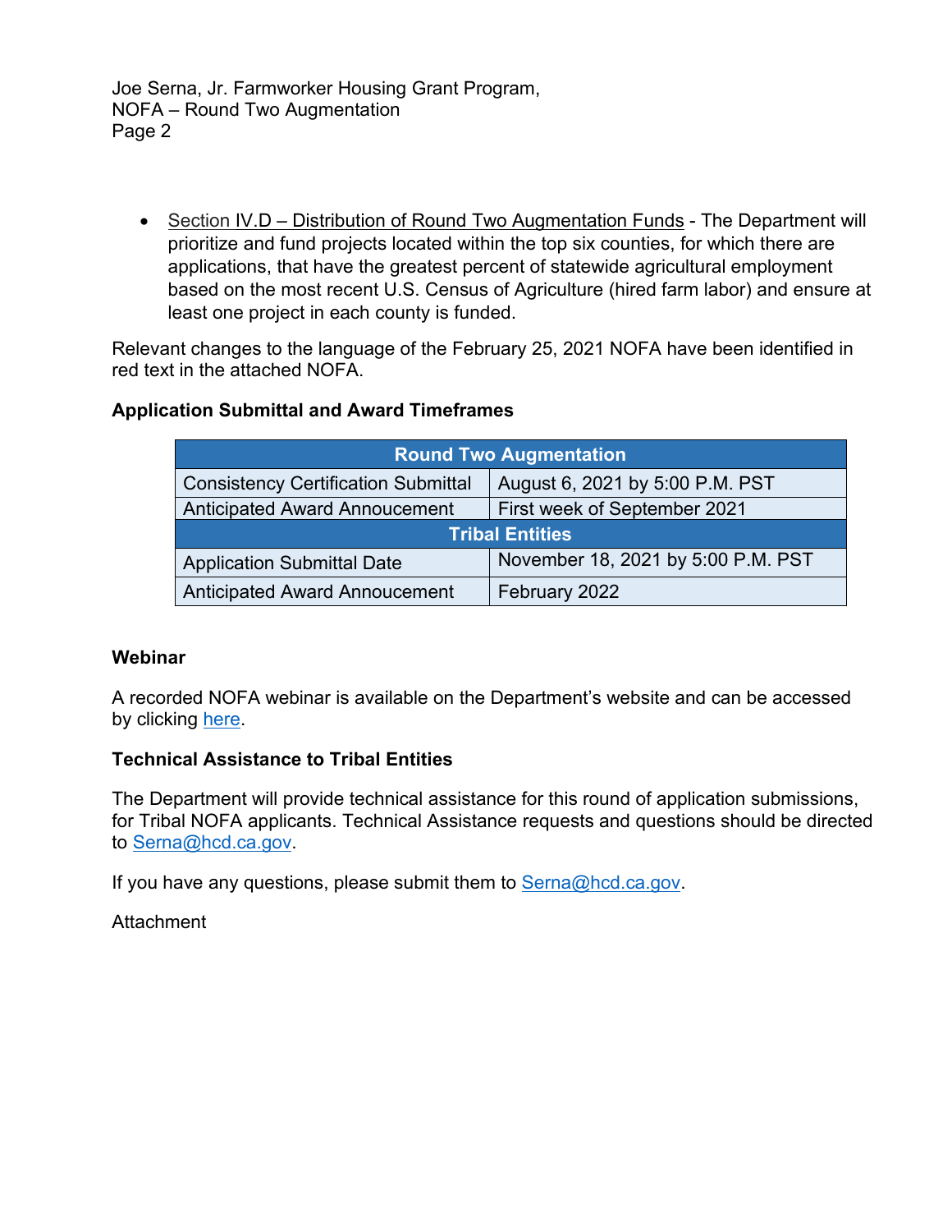- Section IV.D – Distribution of Round Two Augmentation Funds - The Department will prioritize and fund projects located within the top six counties, for which there are applications, that have the greatest percent of statewide agricultural employment based on the most recent U.S. Census of Agriculture (hired farm labor) and ensure at least one project in each county is funded.

Relevant changes to the language of the February 25, 2021 NOFA have been identified in red text in the attached NOFA.

**Application Submittal and Award Timeframes**

| Round Two Augmentation | |
|---|---|
| Consistency Certification Submittal | August 6, 2021 by 5:00 P.M. PST |
| Anticipated Award Annoucement | First week of September 2021 |
| **Tribal Entities** | |
| Application Submittal Date | November 18, 2021 by 5:00 P.M. PST |
| Anticipated Award Annoucement | February 2022 |

**Webinar**

A recorded NOFA webinar is available on the Department's website and can be accessed by clicking here.

**Technical Assistance to Tribal Entities**

The Department will provide technical assistance for this round of application submissions, for Tribal NOFA applicants. Technical Assistance requests and questions should be directed to Serna@hcd.ca.gov.

If you have any questions, please submit them to Serna@hcd.ca.gov.

Attachment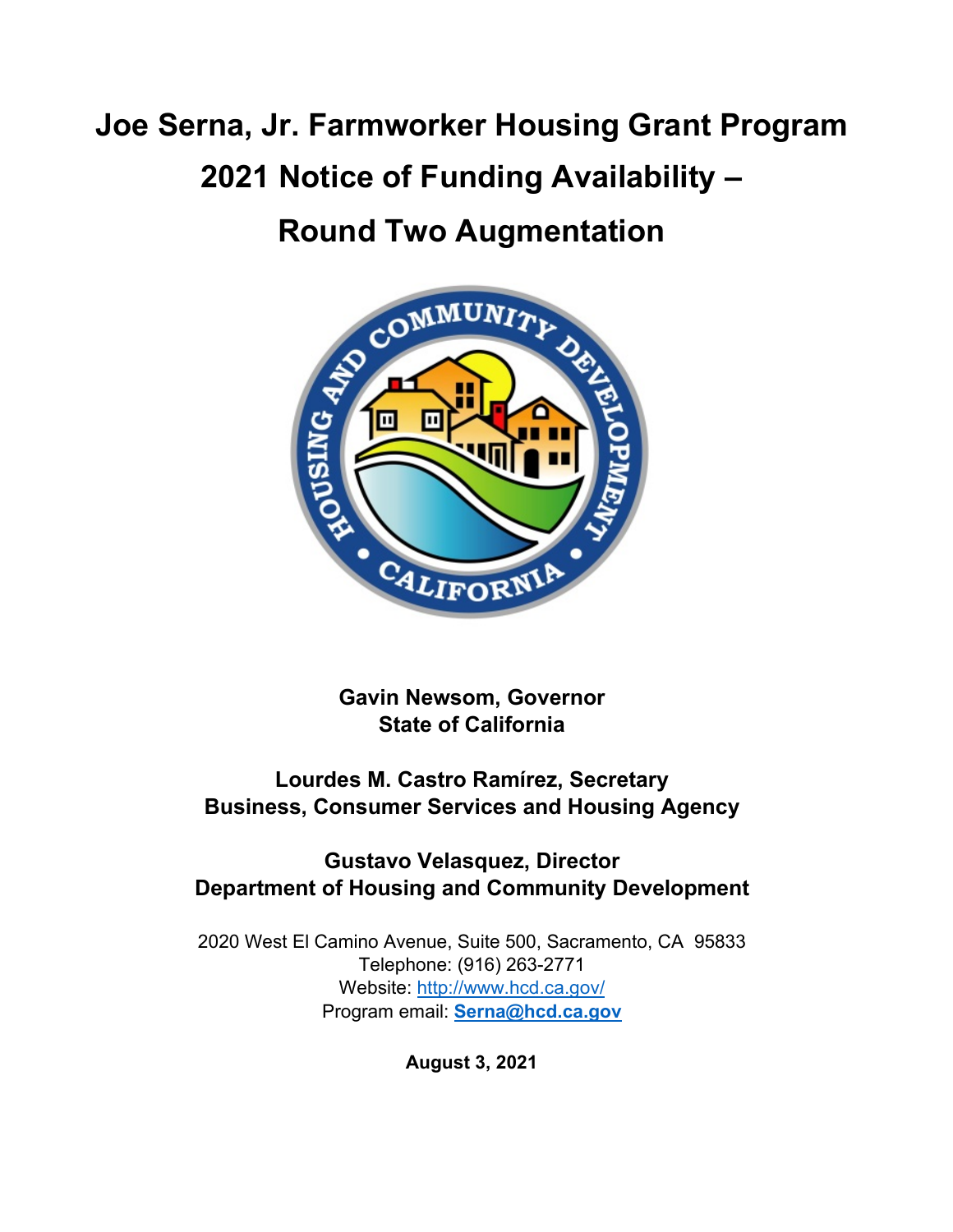# Joe Serna, Jr. Farmworker Housing Grant Program 2021 Notice of Funding Availability – Round Two Augmentation

**Gavin Newsom, Governor**
**State of California**

**Lourdes M. Castro Ramírez, Secretary**
**Business, Consumer Services and Housing Agency**

**Gustavo Velasquez, Director**
**Department of Housing and Community Development**

2020 West El Camino Avenue, Suite 500, Sacramento, CA 95833
Telephone: (916) 263-2771
Website: http://www.hcd.ca.gov/
Program email: **Serna@hcd.ca.gov**

**August 3, 2021**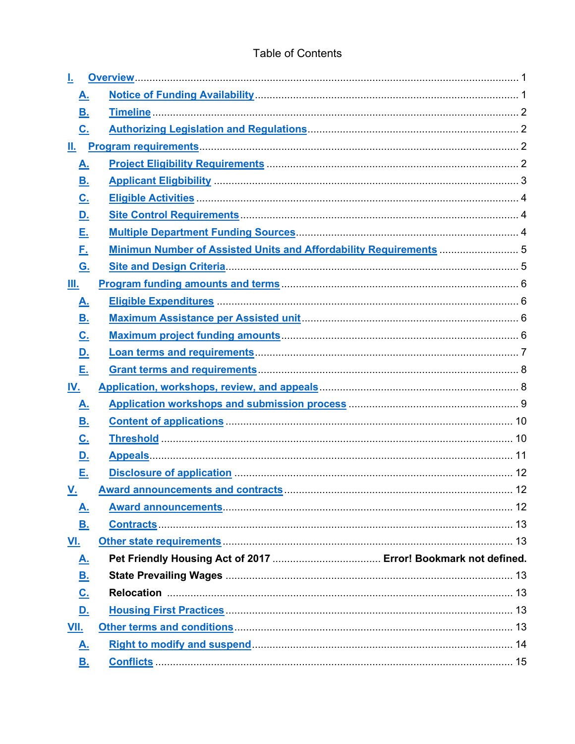Table of Contents

- I. Overview ........ 1
  - A. Notice of Funding Availability ........ 1
  - B. Timeline ........ 2
  - C. Authorizing Legislation and Regulations ........ 2
- II. Program requirements ........ 2
  - A. Project Eligibility Requirements ........ 2
  - B. Applicant Eligbibility ........ 3
  - C. Eligible Activities ........ 4
  - D. Site Control Requirements ........ 4
  - E. Multiple Department Funding Sources ........ 4
  - F. Minimun Number of Assisted Units and Affordability Requirements ........ 5
  - G. Site and Design Criteria ........ 5
- III. Program funding amounts and terms ........ 6
  - A. Eligible Expenditures ........ 6
  - B. Maximum Assistance per Assisted unit ........ 6
  - C. Maximum project funding amounts ........ 6
  - D. Loan terms and requirements ........ 7
  - E. Grant terms and requirements ........ 8
- IV. Application, workshops, review, and appeals ........ 8
  - A. Application workshops and submission process ........ 9
  - B. Content of applications ........ 10
  - C. Threshold ........ 10
  - D. Appeals ........ 11
  - E. Disclosure of application ........ 12
- V. Award announcements and contracts ........ 12
  - A. Award announcements ........ 12
  - B. Contracts ........ 13
- VI. Other state requirements ........ 13
  - A. Pet Friendly Housing Act of 2017 ........ Error! Bookmark not defined.
  - B. State Prevailing Wages ........ 13
  - C. Relocation ........ 13
  - D. Housing First Practices ........ 13
- VII. Other terms and conditions ........ 13
  - A. Right to modify and suspend ........ 14
  - B. Conflicts ........ 15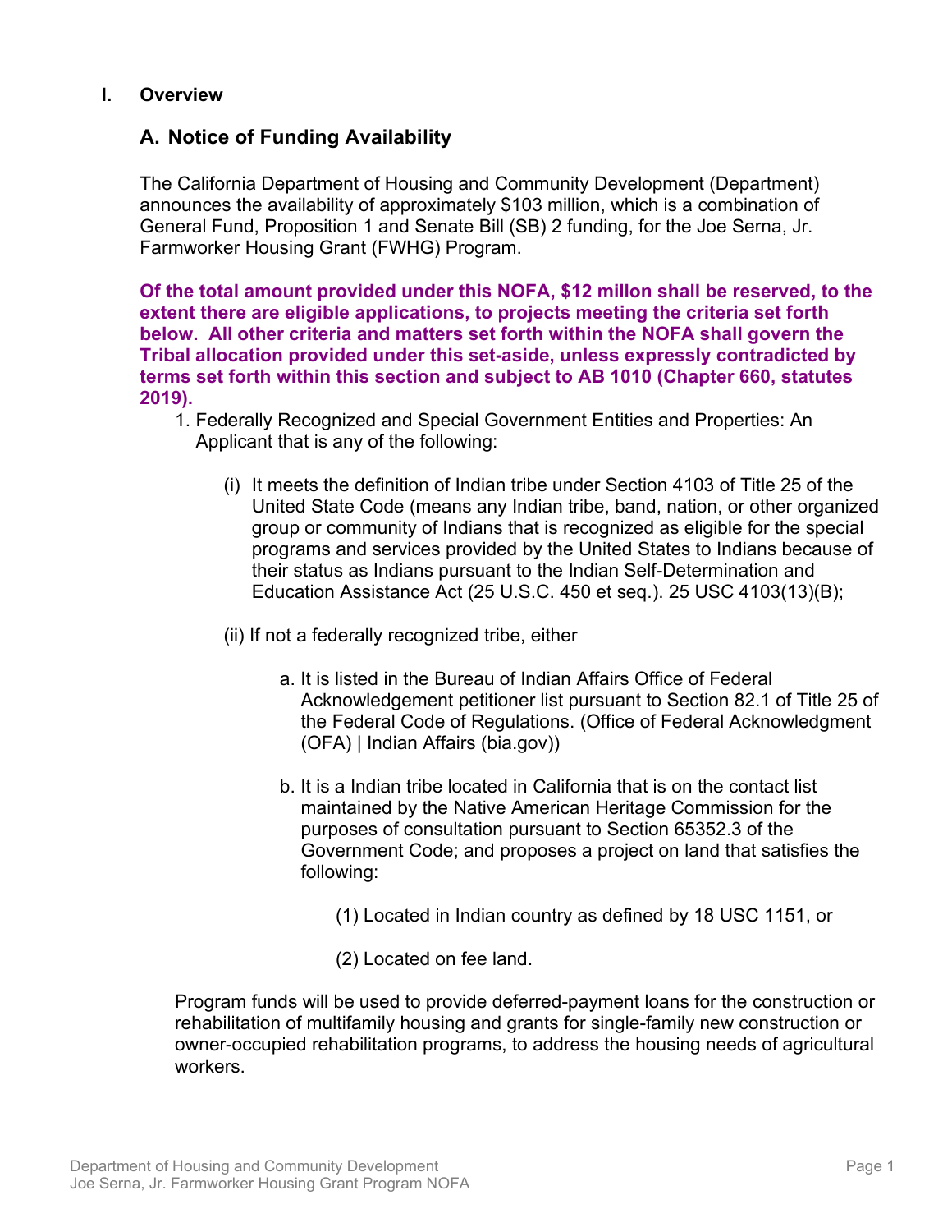## I. Overview

### A. Notice of Funding Availability

The California Department of Housing and Community Development (Department) announces the availability of approximately $103 million, which is a combination of General Fund, Proposition 1 and Senate Bill (SB) 2 funding, for the Joe Serna, Jr. Farmworker Housing Grant (FWHG) Program.

**Of the total amount provided under this NOFA, $12 millon shall be reserved, to the extent there are eligible applications, to projects meeting the criteria set forth below. All other criteria and matters set forth within the NOFA shall govern the Tribal allocation provided under this set-aside, unless expressly contradicted by terms set forth within this section and subject to AB 1010 (Chapter 660, statutes 2019).**

1. Federally Recognized and Special Government Entities and Properties: An Applicant that is any of the following:

   (i) It meets the definition of Indian tribe under Section 4103 of Title 25 of the United State Code (means any Indian tribe, band, nation, or other organized group or community of Indians that is recognized as eligible for the special programs and services provided by the United States to Indians because of their status as Indians pursuant to the Indian Self-Determination and Education Assistance Act (25 U.S.C. 450 et seq.). 25 USC 4103(13)(B);

   (ii) If not a federally recognized tribe, either

   a. It is listed in the Bureau of Indian Affairs Office of Federal Acknowledgement petitioner list pursuant to Section 82.1 of Title 25 of the Federal Code of Regulations. (Office of Federal Acknowledgment (OFA) | Indian Affairs (bia.gov))

   b. It is a Indian tribe located in California that is on the contact list maintained by the Native American Heritage Commission for the purposes of consultation pursuant to Section 65352.3 of the Government Code; and proposes a project on land that satisfies the following:

      (1) Located in Indian country as defined by 18 USC 1151, or

      (2) Located on fee land.

Program funds will be used to provide deferred-payment loans for the construction or rehabilitation of multifamily housing and grants for single-family new construction or owner-occupied rehabilitation programs, to address the housing needs of agricultural workers.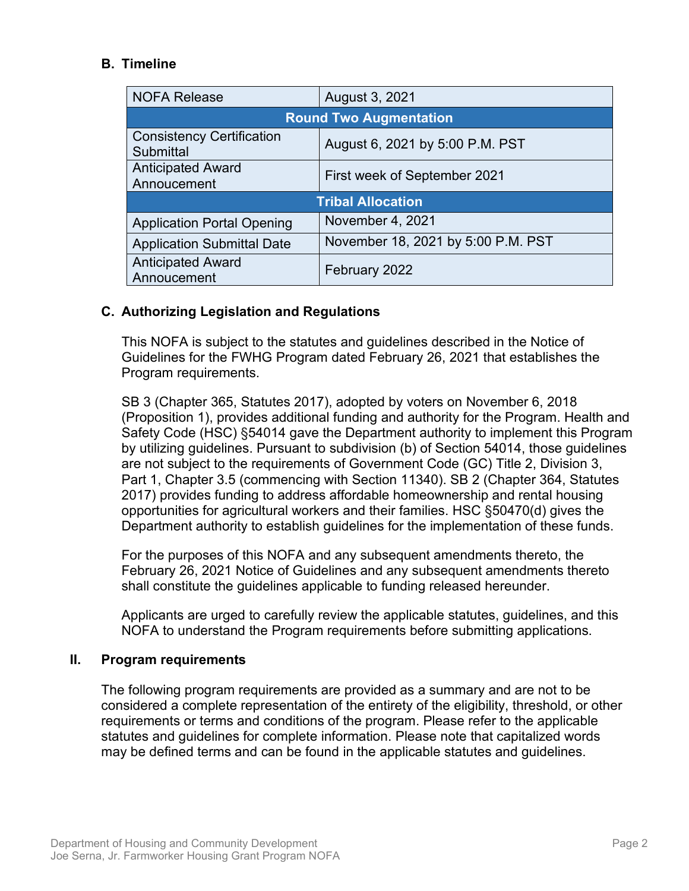### B. Timeline

| NOFA Release | August 3, 2021 |
|---|---|
| **Round Two Augmentation** | |
| Consistency Certification Submittal | August 6, 2021 by 5:00 P.M. PST |
| Anticipated Award Annoucement | First week of September 2021 |
| **Tribal Allocation** | |
| Application Portal Opening | November 4, 2021 |
| Application Submittal Date | November 18, 2021 by 5:00 P.M. PST |
| Anticipated Award Annoucement | February 2022 |

### C. Authorizing Legislation and Regulations

This NOFA is subject to the statutes and guidelines described in the Notice of Guidelines for the FWHG Program dated February 26, 2021 that establishes the Program requirements.

SB 3 (Chapter 365, Statutes 2017), adopted by voters on November 6, 2018 (Proposition 1), provides additional funding and authority for the Program. Health and Safety Code (HSC) §54014 gave the Department authority to implement this Program by utilizing guidelines. Pursuant to subdivision (b) of Section 54014, those guidelines are not subject to the requirements of Government Code (GC) Title 2, Division 3, Part 1, Chapter 3.5 (commencing with Section 11340). SB 2 (Chapter 364, Statutes 2017) provides funding to address affordable homeownership and rental housing opportunities for agricultural workers and their families. HSC §50470(d) gives the Department authority to establish guidelines for the implementation of these funds.

For the purposes of this NOFA and any subsequent amendments thereto, the February 26, 2021 Notice of Guidelines and any subsequent amendments thereto shall constitute the guidelines applicable to funding released hereunder.

Applicants are urged to carefully review the applicable statutes, guidelines, and this NOFA to understand the Program requirements before submitting applications.

## II. Program requirements

The following program requirements are provided as a summary and are not to be considered a complete representation of the entirety of the eligibility, threshold, or other requirements or terms and conditions of the program. Please refer to the applicable statutes and guidelines for complete information. Please note that capitalized words may be defined terms and can be found in the applicable statutes and guidelines.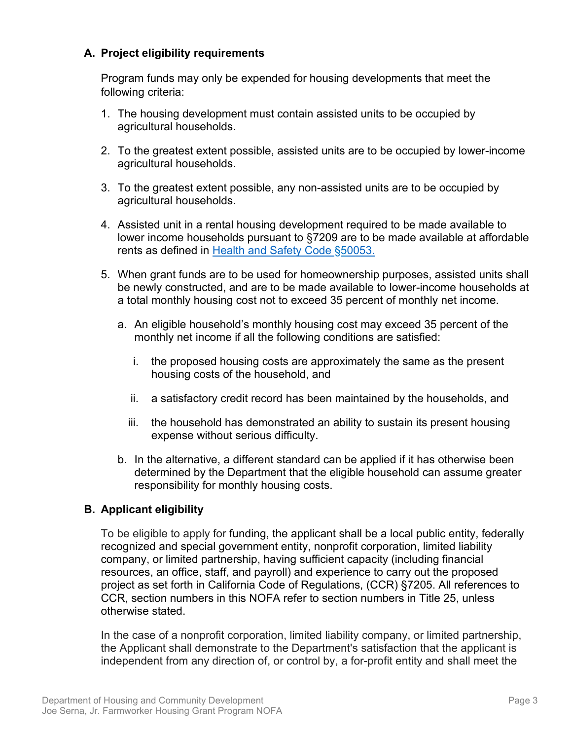## A. Project eligibility requirements

Program funds may only be expended for housing developments that meet the following criteria:

1. The housing development must contain assisted units to be occupied by agricultural households.
2. To the greatest extent possible, assisted units are to be occupied by lower-income agricultural households.
3. To the greatest extent possible, any non-assisted units are to be occupied by agricultural households.
4. Assisted unit in a rental housing development required to be made available to lower income households pursuant to §7209 are to be made available at affordable rents as defined in [Health and Safety Code §50053.]()
5. When grant funds are to be used for homeownership purposes, assisted units shall be newly constructed, and are to be made available to lower-income households at a total monthly housing cost not to exceed 35 percent of monthly net income.
   a. An eligible household's monthly housing cost may exceed 35 percent of the monthly net income if all the following conditions are satisfied:
      i. the proposed housing costs are approximately the same as the present housing costs of the household, and
      ii. a satisfactory credit record has been maintained by the households, and
      iii. the household has demonstrated an ability to sustain its present housing expense without serious difficulty.
   b. In the alternative, a different standard can be applied if it has otherwise been determined by the Department that the eligible household can assume greater responsibility for monthly housing costs.

## B. Applicant eligibility

To be eligible to apply for funding, the applicant shall be a local public entity, federally recognized and special government entity, nonprofit corporation, limited liability company, or limited partnership, having sufficient capacity (including financial resources, an office, staff, and payroll) and experience to carry out the proposed project as set forth in California Code of Regulations, (CCR) §7205. All references to CCR, section numbers in this NOFA refer to section numbers in Title 25, unless otherwise stated.

In the case of a nonprofit corporation, limited liability company, or limited partnership, the Applicant shall demonstrate to the Department's satisfaction that the applicant is independent from any direction of, or control by, a for-profit entity and shall meet the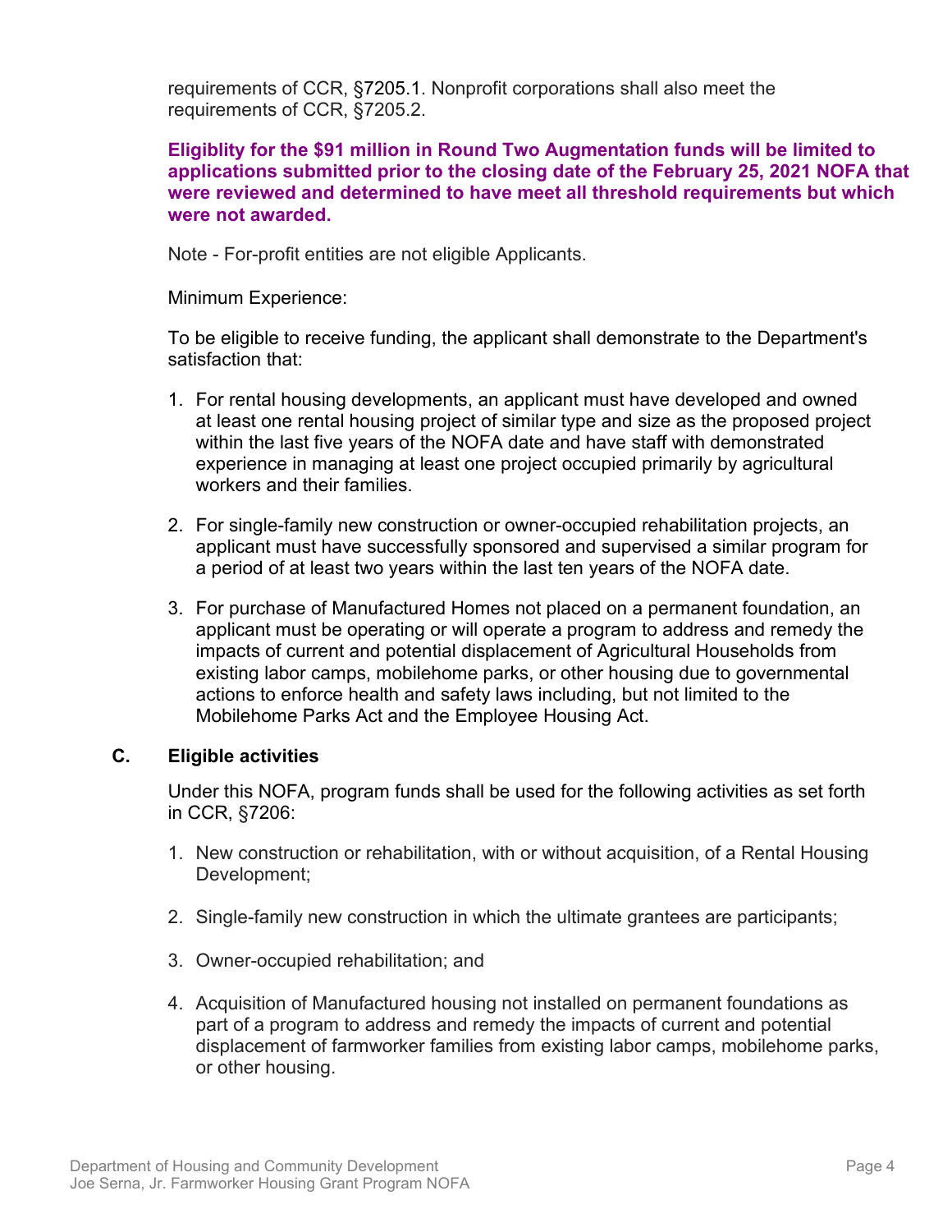requirements of CCR, §7205.1. Nonprofit corporations shall also meet the requirements of CCR, §7205.2.

**Eligiblity for the $91 million in Round Two Augmentation funds will be limited to applications submitted prior to the closing date of the February 25, 2021 NOFA that were reviewed and determined to have meet all threshold requirements but which were not awarded.**

Note - For-profit entities are not eligible Applicants.

Minimum Experience:

To be eligible to receive funding, the applicant shall demonstrate to the Department's satisfaction that:

1. For rental housing developments, an applicant must have developed and owned at least one rental housing project of similar type and size as the proposed project within the last five years of the NOFA date and have staff with demonstrated experience in managing at least one project occupied primarily by agricultural workers and their families.
2. For single-family new construction or owner-occupied rehabilitation projects, an applicant must have successfully sponsored and supervised a similar program for a period of at least two years within the last ten years of the NOFA date.
3. For purchase of Manufactured Homes not placed on a permanent foundation, an applicant must be operating or will operate a program to address and remedy the impacts of current and potential displacement of Agricultural Households from existing labor camps, mobilehome parks, or other housing due to governmental actions to enforce health and safety laws including, but not limited to the Mobilehome Parks Act and the Employee Housing Act.

### C. Eligible activities

Under this NOFA, program funds shall be used for the following activities as set forth in CCR, §7206:

1. New construction or rehabilitation, with or without acquisition, of a Rental Housing Development;
2. Single-family new construction in which the ultimate grantees are participants;
3. Owner-occupied rehabilitation; and
4. Acquisition of Manufactured housing not installed on permanent foundations as part of a program to address and remedy the impacts of current and potential displacement of farmworker families from existing labor camps, mobilehome parks, or other housing.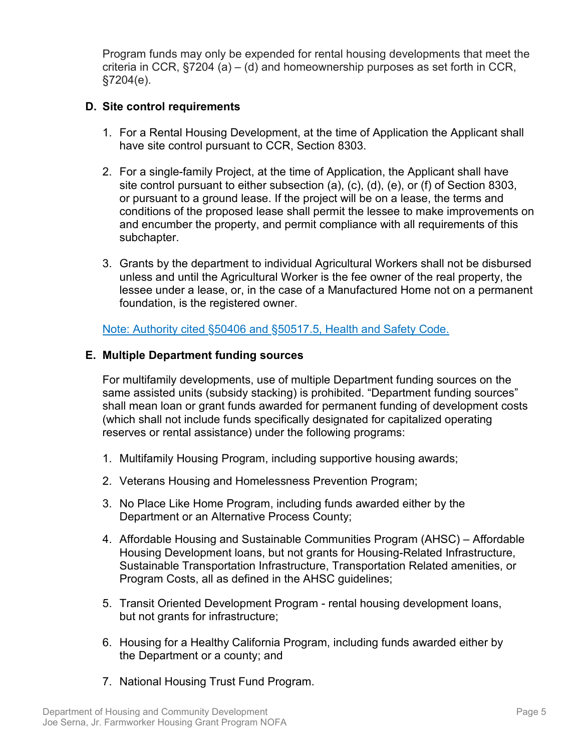Program funds may only be expended for rental housing developments that meet the criteria in CCR, §7204 (a) – (d) and homeownership purposes as set forth in CCR, §7204(e).

### D. Site control requirements

1. For a Rental Housing Development, at the time of Application the Applicant shall have site control pursuant to CCR, Section 8303.

2. For a single-family Project, at the time of Application, the Applicant shall have site control pursuant to either subsection (a), (c), (d), (e), or (f) of Section 8303, or pursuant to a ground lease. If the project will be on a lease, the terms and conditions of the proposed lease shall permit the lessee to make improvements on and encumber the property, and permit compliance with all requirements of this subchapter.

3. Grants by the department to individual Agricultural Workers shall not be disbursed unless and until the Agricultural Worker is the fee owner of the real property, the lessee under a lease, or, in the case of a Manufactured Home not on a permanent foundation, is the registered owner.

Note: Authority cited §50406 and §50517.5, Health and Safety Code.

### E. Multiple Department funding sources

For multifamily developments, use of multiple Department funding sources on the same assisted units (subsidy stacking) is prohibited. "Department funding sources" shall mean loan or grant funds awarded for permanent funding of development costs (which shall not include funds specifically designated for capitalized operating reserves or rental assistance) under the following programs:

1. Multifamily Housing Program, including supportive housing awards;

2. Veterans Housing and Homelessness Prevention Program;

3. No Place Like Home Program, including funds awarded either by the Department or an Alternative Process County;

4. Affordable Housing and Sustainable Communities Program (AHSC) – Affordable Housing Development loans, but not grants for Housing-Related Infrastructure, Sustainable Transportation Infrastructure, Transportation Related amenities, or Program Costs, all as defined in the AHSC guidelines;

5. Transit Oriented Development Program - rental housing development loans, but not grants for infrastructure;

6. Housing for a Healthy California Program, including funds awarded either by the Department or a county; and

7. National Housing Trust Fund Program.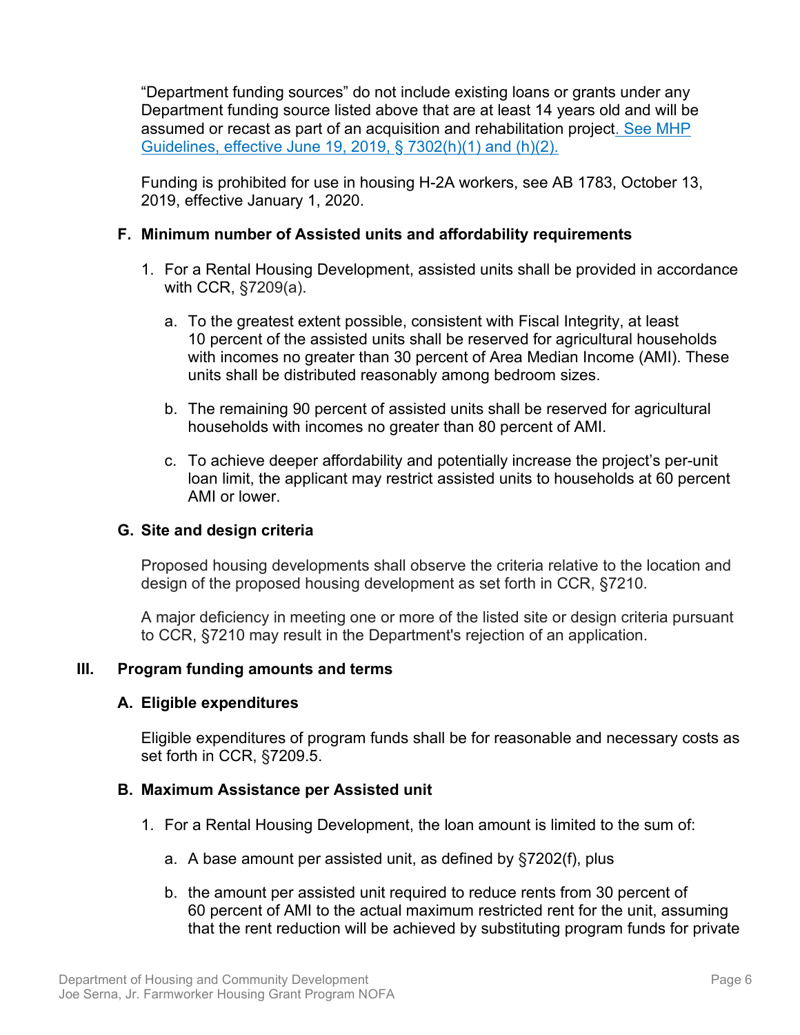"Department funding sources" do not include existing loans or grants under any Department funding source listed above that are at least 14 years old and will be assumed or recast as part of an acquisition and rehabilitation project. See MHP Guidelines, effective June 19, 2019, § 7302(h)(1) and (h)(2).

Funding is prohibited for use in housing H-2A workers, see AB 1783, October 13, 2019, effective January 1, 2020.

### F. Minimum number of Assisted units and affordability requirements

1. For a Rental Housing Development, assisted units shall be provided in accordance with CCR, §7209(a).

   a. To the greatest extent possible, consistent with Fiscal Integrity, at least 10 percent of the assisted units shall be reserved for agricultural households with incomes no greater than 30 percent of Area Median Income (AMI). These units shall be distributed reasonably among bedroom sizes.

   b. The remaining 90 percent of assisted units shall be reserved for agricultural households with incomes no greater than 80 percent of AMI.

   c. To achieve deeper affordability and potentially increase the project's per-unit loan limit, the applicant may restrict assisted units to households at 60 percent AMI or lower.

### G. Site and design criteria

Proposed housing developments shall observe the criteria relative to the location and design of the proposed housing development as set forth in CCR, §7210.

A major deficiency in meeting one or more of the listed site or design criteria pursuant to CCR, §7210 may result in the Department's rejection of an application.

## III. Program funding amounts and terms

### A. Eligible expenditures

Eligible expenditures of program funds shall be for reasonable and necessary costs as set forth in CCR, §7209.5.

### B. Maximum Assistance per Assisted unit

1. For a Rental Housing Development, the loan amount is limited to the sum of:

   a. A base amount per assisted unit, as defined by §7202(f), plus

   b. the amount per assisted unit required to reduce rents from 30 percent of 60 percent of AMI to the actual maximum restricted rent for the unit, assuming that the rent reduction will be achieved by substituting program funds for private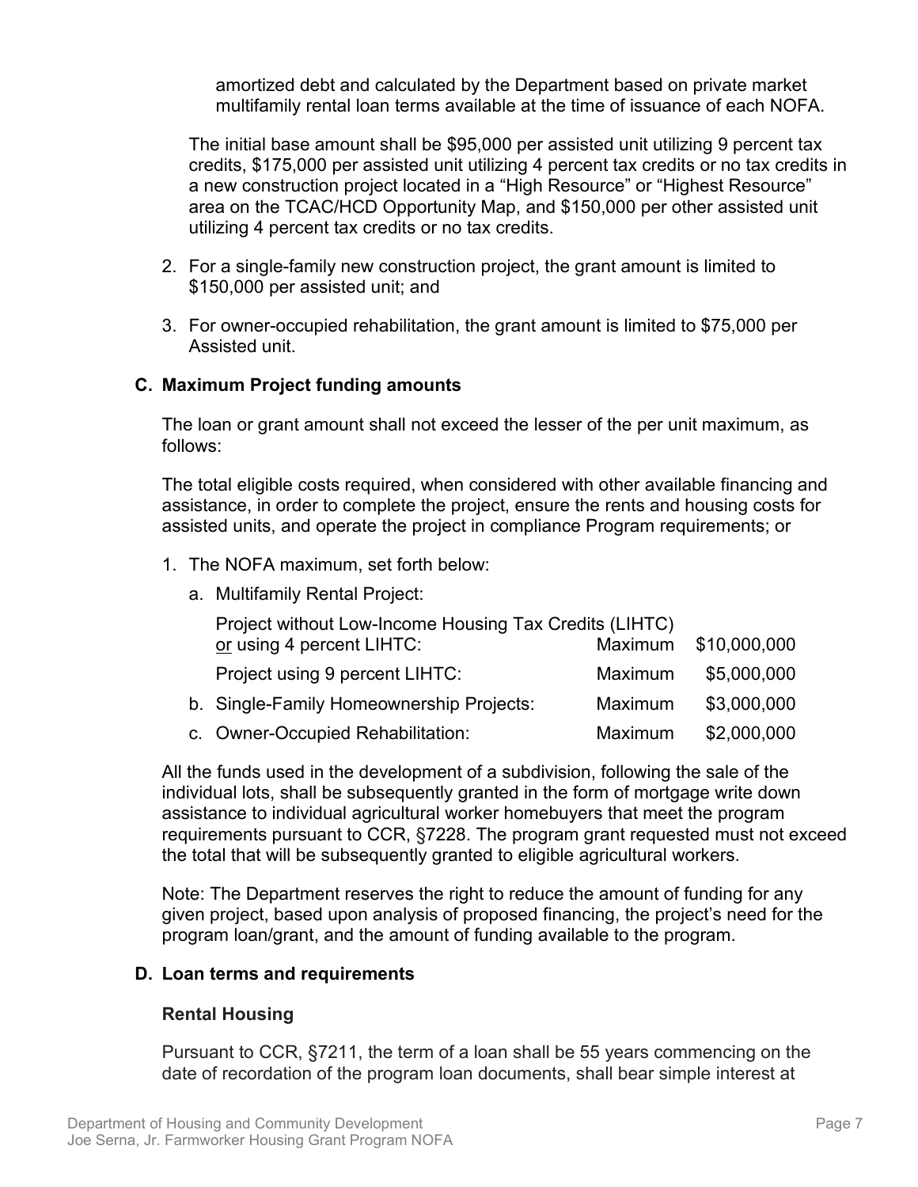amortized debt and calculated by the Department based on private market multifamily rental loan terms available at the time of issuance of each NOFA.

The initial base amount shall be $95,000 per assisted unit utilizing 9 percent tax credits, $175,000 per assisted unit utilizing 4 percent tax credits or no tax credits in a new construction project located in a "High Resource" or "Highest Resource" area on the TCAC/HCD Opportunity Map, and $150,000 per other assisted unit utilizing 4 percent tax credits or no tax credits.

2. For a single-family new construction project, the grant amount is limited to $150,000 per assisted unit; and
3. For owner-occupied rehabilitation, the grant amount is limited to $75,000 per Assisted unit.

### C. Maximum Project funding amounts

The loan or grant amount shall not exceed the lesser of the per unit maximum, as follows:

The total eligible costs required, when considered with other available financing and assistance, in order to complete the project, ensure the rents and housing costs for assisted units, and operate the project in compliance Program requirements; or

1. The NOFA maximum, set forth below:

   a. Multifamily Rental Project:

| | | |
|---|---|---|
| Project without Low-Income Housing Tax Credits (LIHTC) or using 4 percent LIHTC: | Maximum | $10,000,000 |
| Project using 9 percent LIHTC: | Maximum | $5,000,000 |
| b. Single-Family Homeownership Projects: | Maximum | $3,000,000 |
| c. Owner-Occupied Rehabilitation: | Maximum | $2,000,000 |

All the funds used in the development of a subdivision, following the sale of the individual lots, shall be subsequently granted in the form of mortgage write down assistance to individual agricultural worker homebuyers that meet the program requirements pursuant to CCR, §7228. The program grant requested must not exceed the total that will be subsequently granted to eligible agricultural workers.

Note: The Department reserves the right to reduce the amount of funding for any given project, based upon analysis of proposed financing, the project's need for the program loan/grant, and the amount of funding available to the program.

### D. Loan terms and requirements

#### Rental Housing

Pursuant to CCR, §7211, the term of a loan shall be 55 years commencing on the date of recordation of the program loan documents, shall bear simple interest at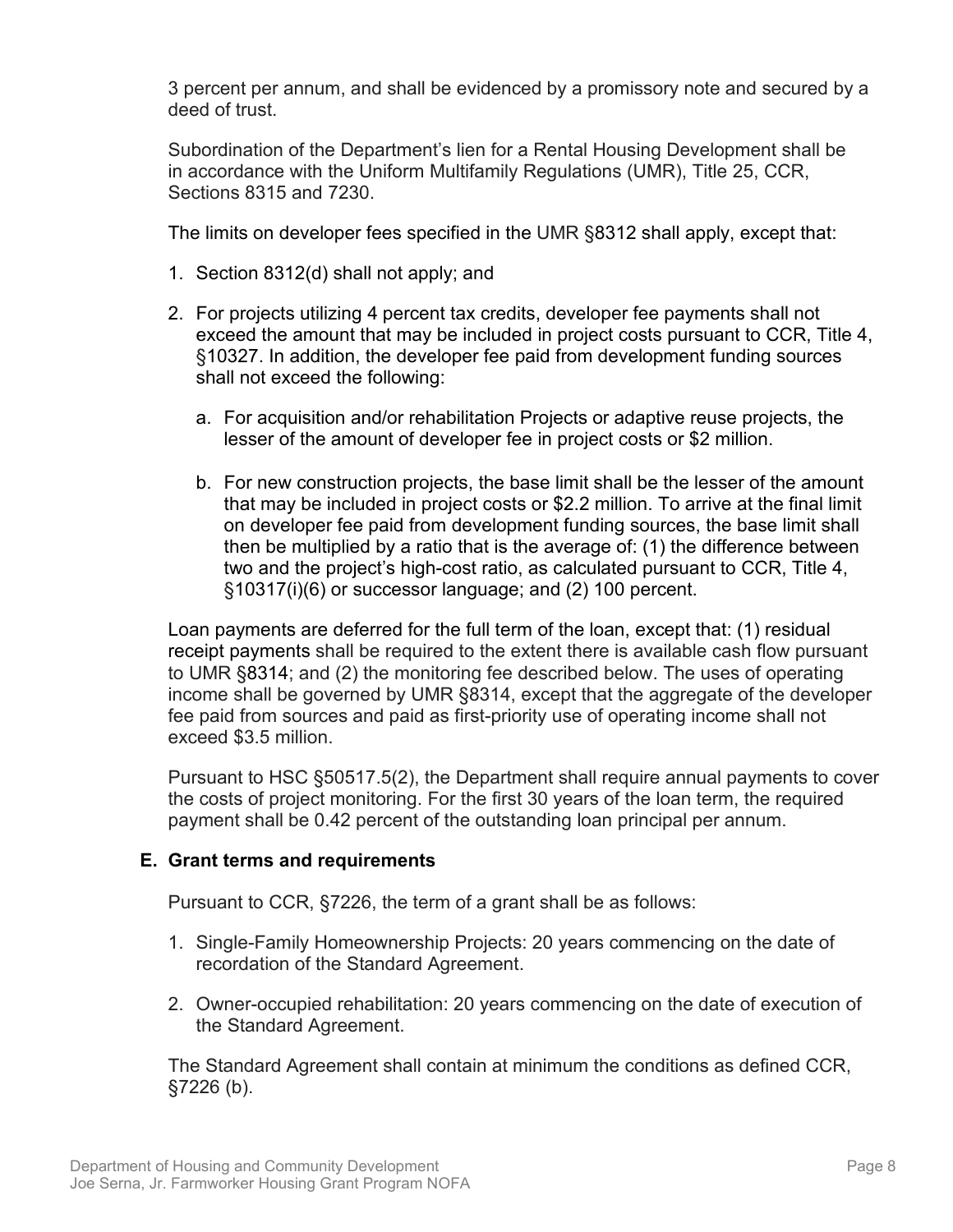3 percent per annum, and shall be evidenced by a promissory note and secured by a deed of trust.

Subordination of the Department's lien for a Rental Housing Development shall be in accordance with the Uniform Multifamily Regulations (UMR), Title 25, CCR, Sections 8315 and 7230.

The limits on developer fees specified in the UMR §8312 shall apply, except that:

1. Section 8312(d) shall not apply; and
2. For projects utilizing 4 percent tax credits, developer fee payments shall not exceed the amount that may be included in project costs pursuant to CCR, Title 4, §10327. In addition, the developer fee paid from development funding sources shall not exceed the following:
   a. For acquisition and/or rehabilitation Projects or adaptive reuse projects, the lesser of the amount of developer fee in project costs or $2 million.
   b. For new construction projects, the base limit shall be the lesser of the amount that may be included in project costs or $2.2 million. To arrive at the final limit on developer fee paid from development funding sources, the base limit shall then be multiplied by a ratio that is the average of: (1) the difference between two and the project's high-cost ratio, as calculated pursuant to CCR, Title 4, §10317(i)(6) or successor language; and (2) 100 percent.

Loan payments are deferred for the full term of the loan, except that: (1) residual receipt payments shall be required to the extent there is available cash flow pursuant to UMR §8314; and (2) the monitoring fee described below. The uses of operating income shall be governed by UMR §8314, except that the aggregate of the developer fee paid from sources and paid as first-priority use of operating income shall not exceed $3.5 million.

Pursuant to HSC §50517.5(2), the Department shall require annual payments to cover the costs of project monitoring. For the first 30 years of the loan term, the required payment shall be 0.42 percent of the outstanding loan principal per annum.

### E. Grant terms and requirements

Pursuant to CCR, §7226, the term of a grant shall be as follows:

1. Single-Family Homeownership Projects: 20 years commencing on the date of recordation of the Standard Agreement.
2. Owner-occupied rehabilitation: 20 years commencing on the date of execution of the Standard Agreement.

The Standard Agreement shall contain at minimum the conditions as defined CCR, §7226 (b).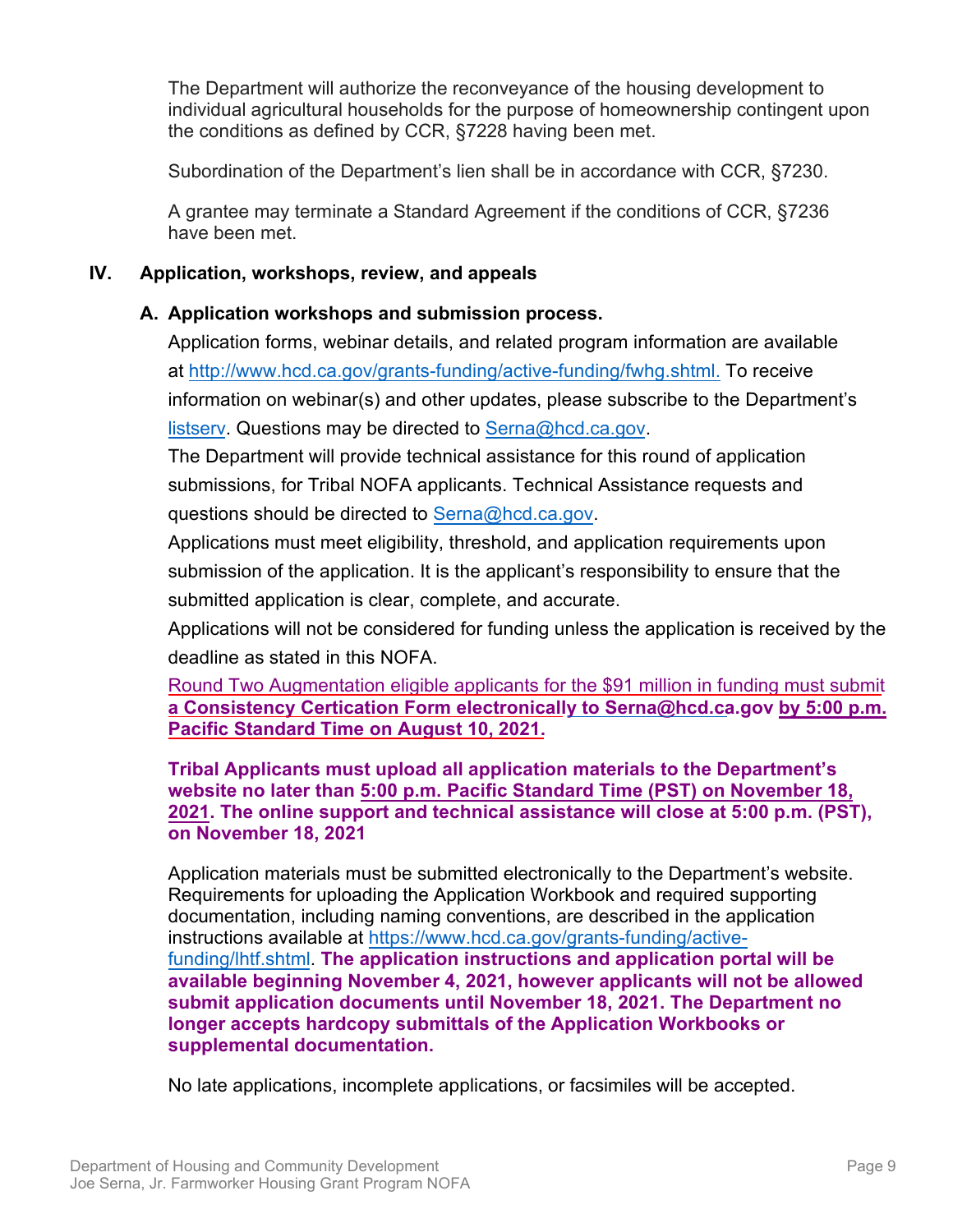The Department will authorize the reconveyance of the housing development to individual agricultural households for the purpose of homeownership contingent upon the conditions as defined by CCR, §7228 having been met.

Subordination of the Department's lien shall be in accordance with CCR, §7230.

A grantee may terminate a Standard Agreement if the conditions of CCR, §7236 have been met.

## IV. Application, workshops, review, and appeals

### A. Application workshops and submission process.

Application forms, webinar details, and related program information are available at http://www.hcd.ca.gov/grants-funding/active-funding/fwhg.shtml. To receive information on webinar(s) and other updates, please subscribe to the Department's listserv. Questions may be directed to Serna@hcd.ca.gov.

The Department will provide technical assistance for this round of application submissions, for Tribal NOFA applicants. Technical Assistance requests and questions should be directed to Serna@hcd.ca.gov.

Applications must meet eligibility, threshold, and application requirements upon submission of the application. It is the applicant's responsibility to ensure that the submitted application is clear, complete, and accurate.

Applications will not be considered for funding unless the application is received by the deadline as stated in this NOFA.

Round Two Augmentation eligible applicants for the $91 million in funding must submit **a Consistency Certication Form electronically to Serna@hcd.ca.gov by 5:00 p.m. Pacific Standard Time on August 10, 2021.**

**Tribal Applicants must upload all application materials to the Department's website no later than 5:00 p.m. Pacific Standard Time (PST) on November 18, 2021. The online support and technical assistance will close at 5:00 p.m. (PST), on November 18, 2021**

Application materials must be submitted electronically to the Department's website. Requirements for uploading the Application Workbook and required supporting documentation, including naming conventions, are described in the application instructions available at https://www.hcd.ca.gov/grants-funding/active-funding/lhtf.shtml. **The application instructions and application portal will be available beginning November 4, 2021, however applicants will not be allowed submit application documents until November 18, 2021. The Department no longer accepts hardcopy submittals of the Application Workbooks or supplemental documentation.**

No late applications, incomplete applications, or facsimiles will be accepted.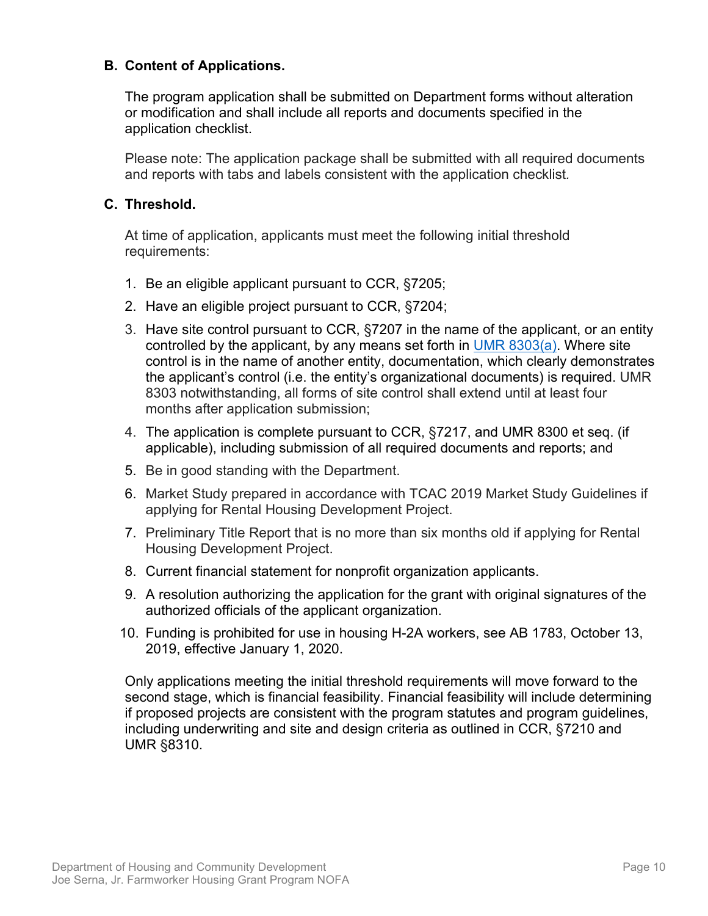### B. Content of Applications.

The program application shall be submitted on Department forms without alteration or modification and shall include all reports and documents specified in the application checklist.

Please note: The application package shall be submitted with all required documents and reports with tabs and labels consistent with the application checklist.

### C. Threshold.

At time of application, applicants must meet the following initial threshold requirements:

1. Be an eligible applicant pursuant to CCR, §7205;
2. Have an eligible project pursuant to CCR, §7204;
3. Have site control pursuant to CCR, §7207 in the name of the applicant, or an entity controlled by the applicant, by any means set forth in UMR 8303(a). Where site control is in the name of another entity, documentation, which clearly demonstrates the applicant's control (i.e. the entity's organizational documents) is required. UMR 8303 notwithstanding, all forms of site control shall extend until at least four months after application submission;
4. The application is complete pursuant to CCR, §7217, and UMR 8300 et seq. (if applicable), including submission of all required documents and reports; and
5. Be in good standing with the Department.
6. Market Study prepared in accordance with TCAC 2019 Market Study Guidelines if applying for Rental Housing Development Project.
7. Preliminary Title Report that is no more than six months old if applying for Rental Housing Development Project.
8. Current financial statement for nonprofit organization applicants.
9. A resolution authorizing the application for the grant with original signatures of the authorized officials of the applicant organization.
10. Funding is prohibited for use in housing H-2A workers, see AB 1783, October 13, 2019, effective January 1, 2020.

Only applications meeting the initial threshold requirements will move forward to the second stage, which is financial feasibility. Financial feasibility will include determining if proposed projects are consistent with the program statutes and program guidelines, including underwriting and site and design criteria as outlined in CCR, §7210 and UMR §8310.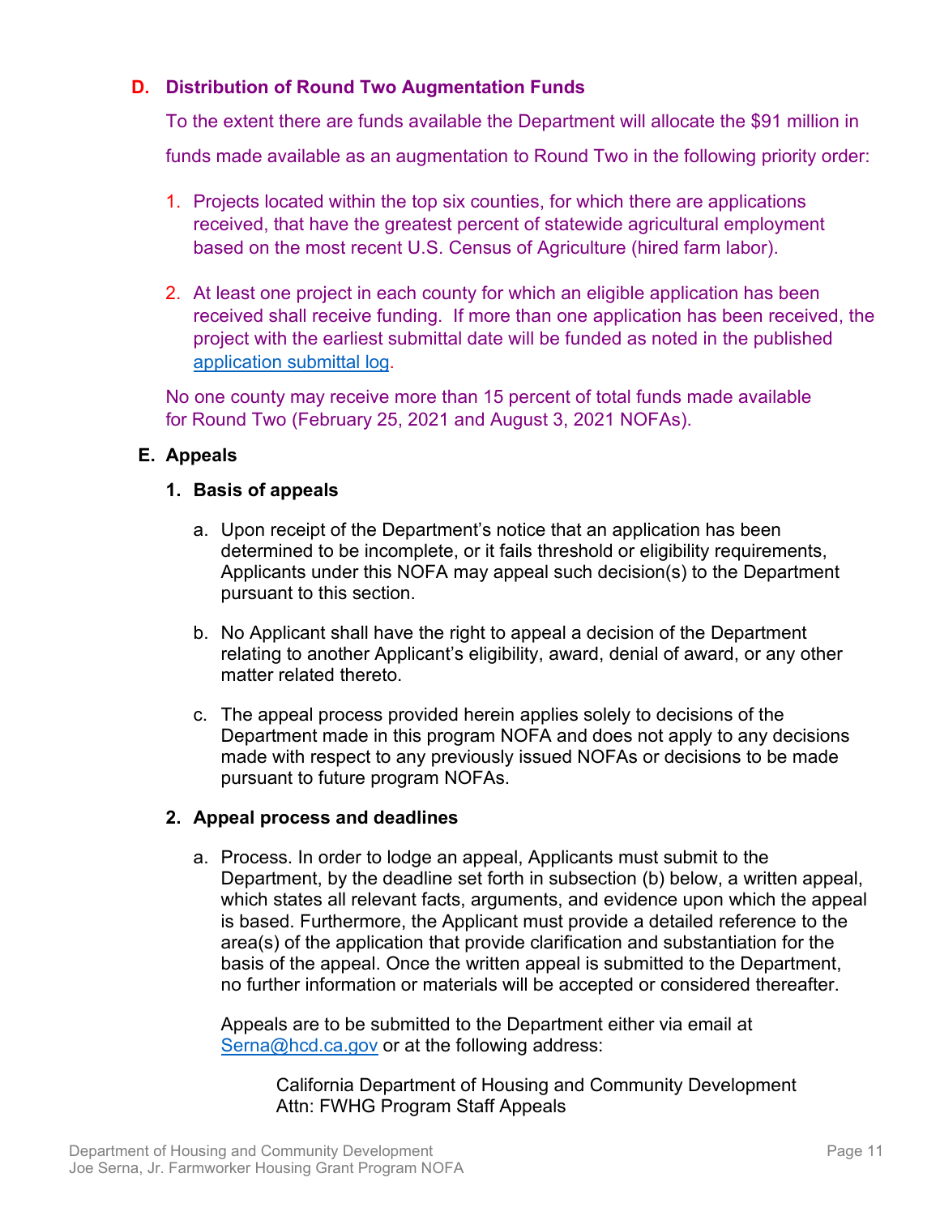### D. Distribution of Round Two Augmentation Funds

To the extent there are funds available the Department will allocate the $91 million in funds made available as an augmentation to Round Two in the following priority order:

1. Projects located within the top six counties, for which there are applications received, that have the greatest percent of statewide agricultural employment based on the most recent U.S. Census of Agriculture (hired farm labor).

2. At least one project in each county for which an eligible application has been received shall receive funding. If more than one application has been received, the project with the earliest submittal date will be funded as noted in the published [application submittal log](application submittal log).

No one county may receive more than 15 percent of total funds made available for Round Two (February 25, 2021 and August 3, 2021 NOFAs).

### E. Appeals

#### 1. Basis of appeals

a. Upon receipt of the Department's notice that an application has been determined to be incomplete, or it fails threshold or eligibility requirements, Applicants under this NOFA may appeal such decision(s) to the Department pursuant to this section.

b. No Applicant shall have the right to appeal a decision of the Department relating to another Applicant's eligibility, award, denial of award, or any other matter related thereto.

c. The appeal process provided herein applies solely to decisions of the Department made in this program NOFA and does not apply to any decisions made with respect to any previously issued NOFAs or decisions to be made pursuant to future program NOFAs.

#### 2. Appeal process and deadlines

a. Process. In order to lodge an appeal, Applicants must submit to the Department, by the deadline set forth in subsection (b) below, a written appeal, which states all relevant facts, arguments, and evidence upon which the appeal is based. Furthermore, the Applicant must provide a detailed reference to the area(s) of the application that provide clarification and substantiation for the basis of the appeal. Once the written appeal is submitted to the Department, no further information or materials will be accepted or considered thereafter.

Appeals are to be submitted to the Department either via email at Serna@hcd.ca.gov or at the following address:

> California Department of Housing and Community Development
> Attn: FWHG Program Staff Appeals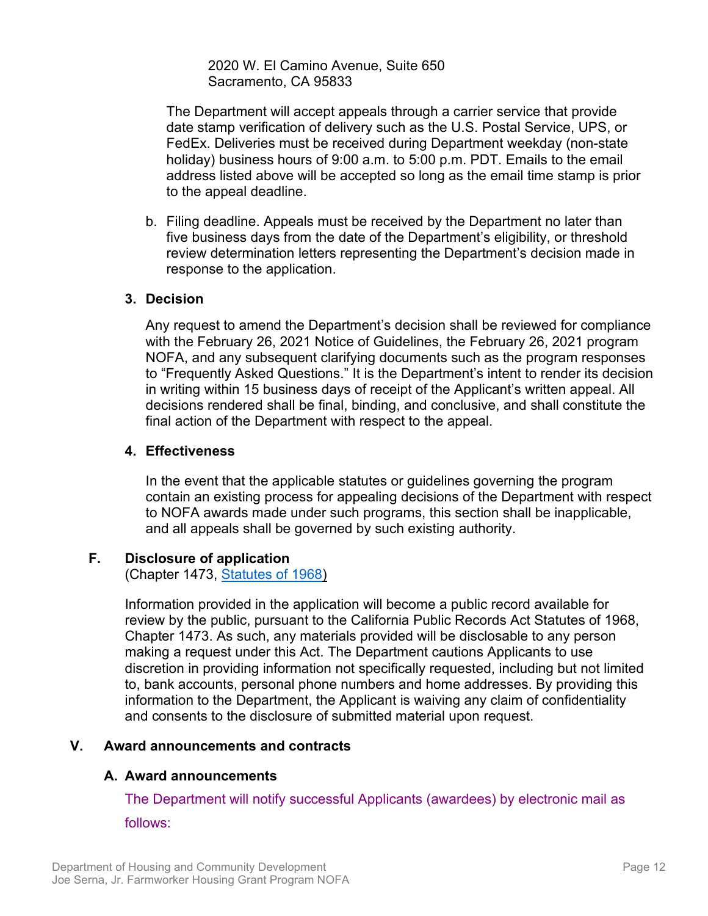2020 W. El Camino Avenue, Suite 650
Sacramento, CA 95833

The Department will accept appeals through a carrier service that provide date stamp verification of delivery such as the U.S. Postal Service, UPS, or FedEx. Deliveries must be received during Department weekday (non-state holiday) business hours of 9:00 a.m. to 5:00 p.m. PDT. Emails to the email address listed above will be accepted so long as the email time stamp is prior to the appeal deadline.

b. Filing deadline. Appeals must be received by the Department no later than five business days from the date of the Department's eligibility, or threshold review determination letters representing the Department's decision made in response to the application.

### 3. Decision

Any request to amend the Department's decision shall be reviewed for compliance with the February 26, 2021 Notice of Guidelines, the February 26, 2021 program NOFA, and any subsequent clarifying documents such as the program responses to "Frequently Asked Questions." It is the Department's intent to render its decision in writing within 15 business days of receipt of the Applicant's written appeal. All decisions rendered shall be final, binding, and conclusive, and shall constitute the final action of the Department with respect to the appeal.

### 4. Effectiveness

In the event that the applicable statutes or guidelines governing the program contain an existing process for appealing decisions of the Department with respect to NOFA awards made under such programs, this section shall be inapplicable, and all appeals shall be governed by such existing authority.

## F. Disclosure of application

(Chapter 1473, Statutes of 1968)

Information provided in the application will become a public record available for review by the public, pursuant to the California Public Records Act Statutes of 1968, Chapter 1473. As such, any materials provided will be disclosable to any person making a request under this Act. The Department cautions Applicants to use discretion in providing information not specifically requested, including but not limited to, bank accounts, personal phone numbers and home addresses. By providing this information to the Department, the Applicant is waiving any claim of confidentiality and consents to the disclosure of submitted material upon request.

# V. Award announcements and contracts

## A. Award announcements

The Department will notify successful Applicants (awardees) by electronic mail as follows: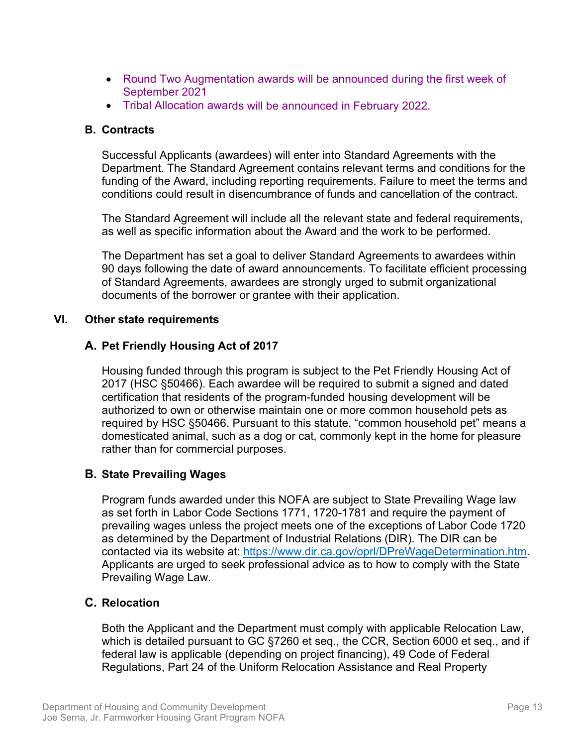- Round Two Augmentation awards will be announced during the first week of September 2021
- Tribal Allocation awards will be announced in February 2022.

### B. Contracts

Successful Applicants (awardees) will enter into Standard Agreements with the Department. The Standard Agreement contains relevant terms and conditions for the funding of the Award, including reporting requirements. Failure to meet the terms and conditions could result in disencumbrance of funds and cancellation of the contract.

The Standard Agreement will include all the relevant state and federal requirements, as well as specific information about the Award and the work to be performed.

The Department has set a goal to deliver Standard Agreements to awardees within 90 days following the date of award announcements. To facilitate efficient processing of Standard Agreements, awardees are strongly urged to submit organizational documents of the borrower or grantee with their application.

## VI. Other state requirements

### A. Pet Friendly Housing Act of 2017

Housing funded through this program is subject to the Pet Friendly Housing Act of 2017 (HSC §50466). Each awardee will be required to submit a signed and dated certification that residents of the program-funded housing development will be authorized to own or otherwise maintain one or more common household pets as required by HSC §50466. Pursuant to this statute, "common household pet" means a domesticated animal, such as a dog or cat, commonly kept in the home for pleasure rather than for commercial purposes.

### B. State Prevailing Wages

Program funds awarded under this NOFA are subject to State Prevailing Wage law as set forth in Labor Code Sections 1771, 1720-1781 and require the payment of prevailing wages unless the project meets one of the exceptions of Labor Code 1720 as determined by the Department of Industrial Relations (DIR). The DIR can be contacted via its website at: [https://www.dir.ca.gov/oprl/DPreWageDetermination.htm](https://www.dir.ca.gov/oprl/DPreWageDetermination.htm). Applicants are urged to seek professional advice as to how to comply with the State Prevailing Wage Law.

### C. Relocation

Both the Applicant and the Department must comply with applicable Relocation Law, which is detailed pursuant to GC §7260 et seq., the CCR, Section 6000 et seq., and if federal law is applicable (depending on project financing), 49 Code of Federal Regulations, Part 24 of the Uniform Relocation Assistance and Real Property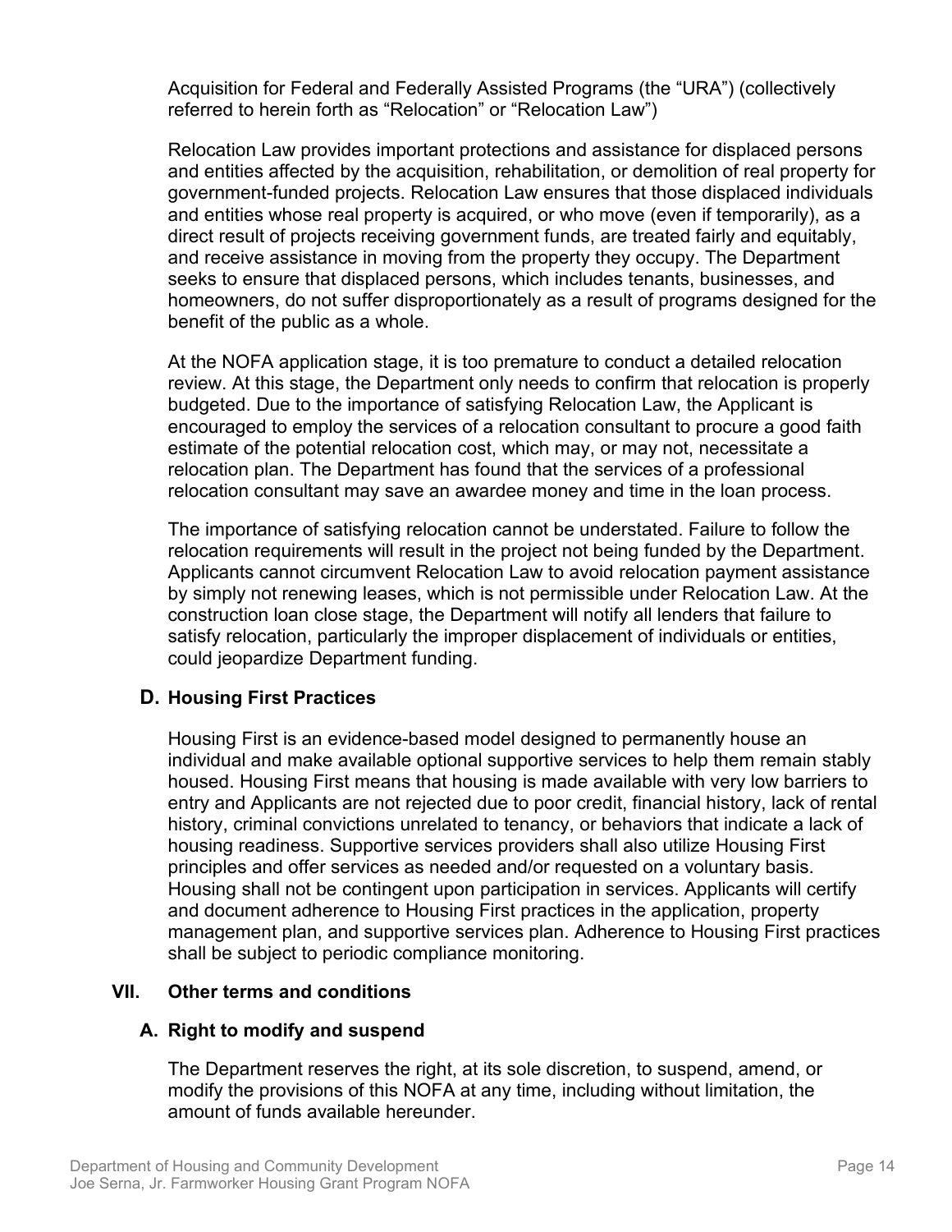Acquisition for Federal and Federally Assisted Programs (the "URA") (collectively referred to herein forth as "Relocation" or "Relocation Law")

Relocation Law provides important protections and assistance for displaced persons and entities affected by the acquisition, rehabilitation, or demolition of real property for government-funded projects. Relocation Law ensures that those displaced individuals and entities whose real property is acquired, or who move (even if temporarily), as a direct result of projects receiving government funds, are treated fairly and equitably, and receive assistance in moving from the property they occupy. The Department seeks to ensure that displaced persons, which includes tenants, businesses, and homeowners, do not suffer disproportionately as a result of programs designed for the benefit of the public as a whole.

At the NOFA application stage, it is too premature to conduct a detailed relocation review. At this stage, the Department only needs to confirm that relocation is properly budgeted. Due to the importance of satisfying Relocation Law, the Applicant is encouraged to employ the services of a relocation consultant to procure a good faith estimate of the potential relocation cost, which may, or may not, necessitate a relocation plan. The Department has found that the services of a professional relocation consultant may save an awardee money and time in the loan process.

The importance of satisfying relocation cannot be understated. Failure to follow the relocation requirements will result in the project not being funded by the Department. Applicants cannot circumvent Relocation Law to avoid relocation payment assistance by simply not renewing leases, which is not permissible under Relocation Law. At the construction loan close stage, the Department will notify all lenders that failure to satisfy relocation, particularly the improper displacement of individuals or entities, could jeopardize Department funding.

### D. Housing First Practices

Housing First is an evidence-based model designed to permanently house an individual and make available optional supportive services to help them remain stably housed. Housing First means that housing is made available with very low barriers to entry and Applicants are not rejected due to poor credit, financial history, lack of rental history, criminal convictions unrelated to tenancy, or behaviors that indicate a lack of housing readiness. Supportive services providers shall also utilize Housing First principles and offer services as needed and/or requested on a voluntary basis. Housing shall not be contingent upon participation in services. Applicants will certify and document adherence to Housing First practices in the application, property management plan, and supportive services plan. Adherence to Housing First practices shall be subject to periodic compliance monitoring.

## VII. Other terms and conditions

### A. Right to modify and suspend

The Department reserves the right, at its sole discretion, to suspend, amend, or modify the provisions of this NOFA at any time, including without limitation, the amount of funds available hereunder.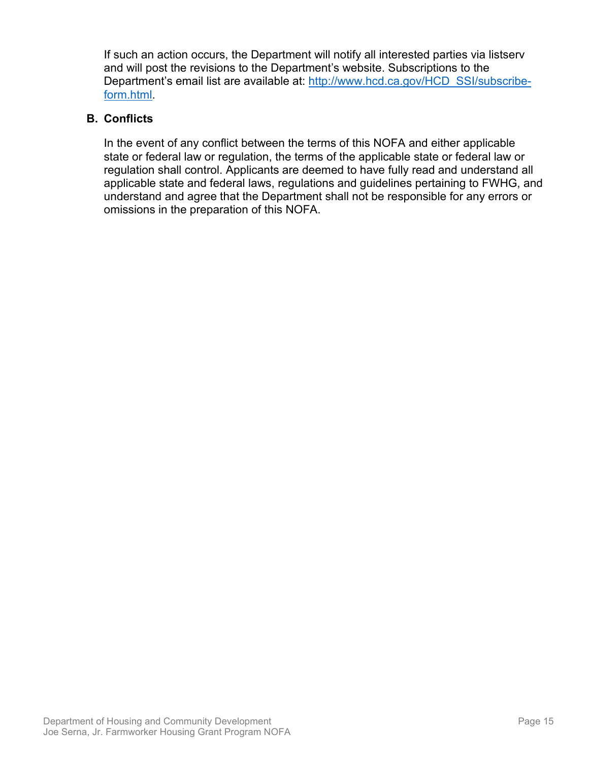If such an action occurs, the Department will notify all interested parties via listserv and will post the revisions to the Department's website. Subscriptions to the Department's email list are available at: [http://www.hcd.ca.gov/HCD_SSI/subscribe-form.html](http://www.hcd.ca.gov/HCD_SSI/subscribe-form.html).

## B. Conflicts

In the event of any conflict between the terms of this NOFA and either applicable state or federal law or regulation, the terms of the applicable state or federal law or regulation shall control. Applicants are deemed to have fully read and understand all applicable state and federal laws, regulations and guidelines pertaining to FWHG, and understand and agree that the Department shall not be responsible for any errors or omissions in the preparation of this NOFA.